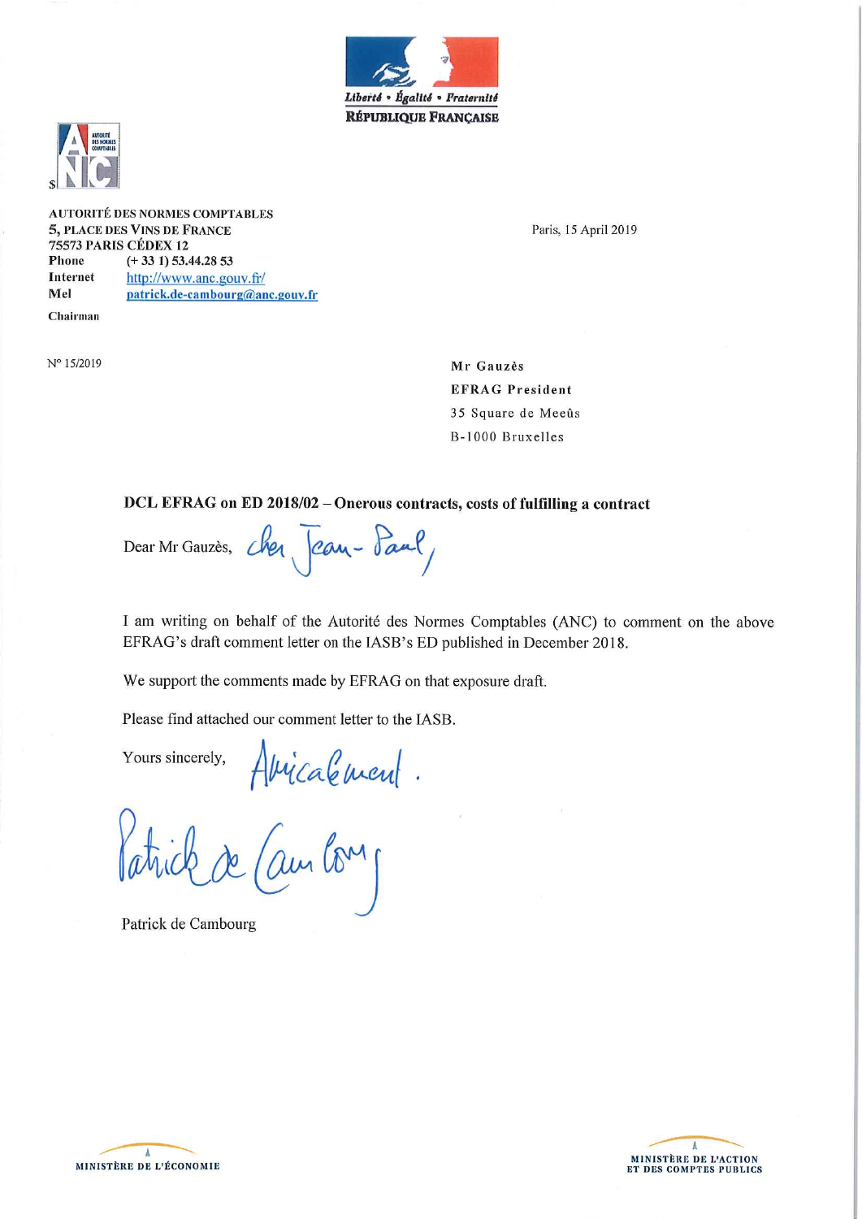Liberté • Égalité • Fraternité
RÉPUBLIQUE FRANÇAISE

**AUTORITÉ DES NORMES COMPTABLES**
**5, PLACE DES VINS DE FRANCE**
**75573 PARIS CÉDEX 12**
**Phone** (+ 33 1) 53.44.28 53
**Internet** http://www.anc.gouv.fr/
**Mel** patrick.de-cambourg@anc.gouv.fr

**Chairman**

Paris, 15 April 2019

N° 15/2019

Mr Gauzès
EFRAG President
35 Square de Meeûs
B-1000 Bruxelles

**DCL EFRAG on ED 2018/02 – Onerous contracts, costs of fulfilling a contract**

Dear Mr Gauzès, Cher Jean-Paul,

I am writing on behalf of the Autorité des Normes Comptables (ANC) to comment on the above EFRAG's draft comment letter on the IASB's ED published in December 2018.

We support the comments made by EFRAG on that exposure draft.

Please find attached our comment letter to the IASB.

Yours sincerely, Amicalement.

Patrick de Cambourg

MINISTÈRE DE L'ÉCONOMIE

MINISTÈRE DE L'ACTION ET DES COMPTES PUBLICS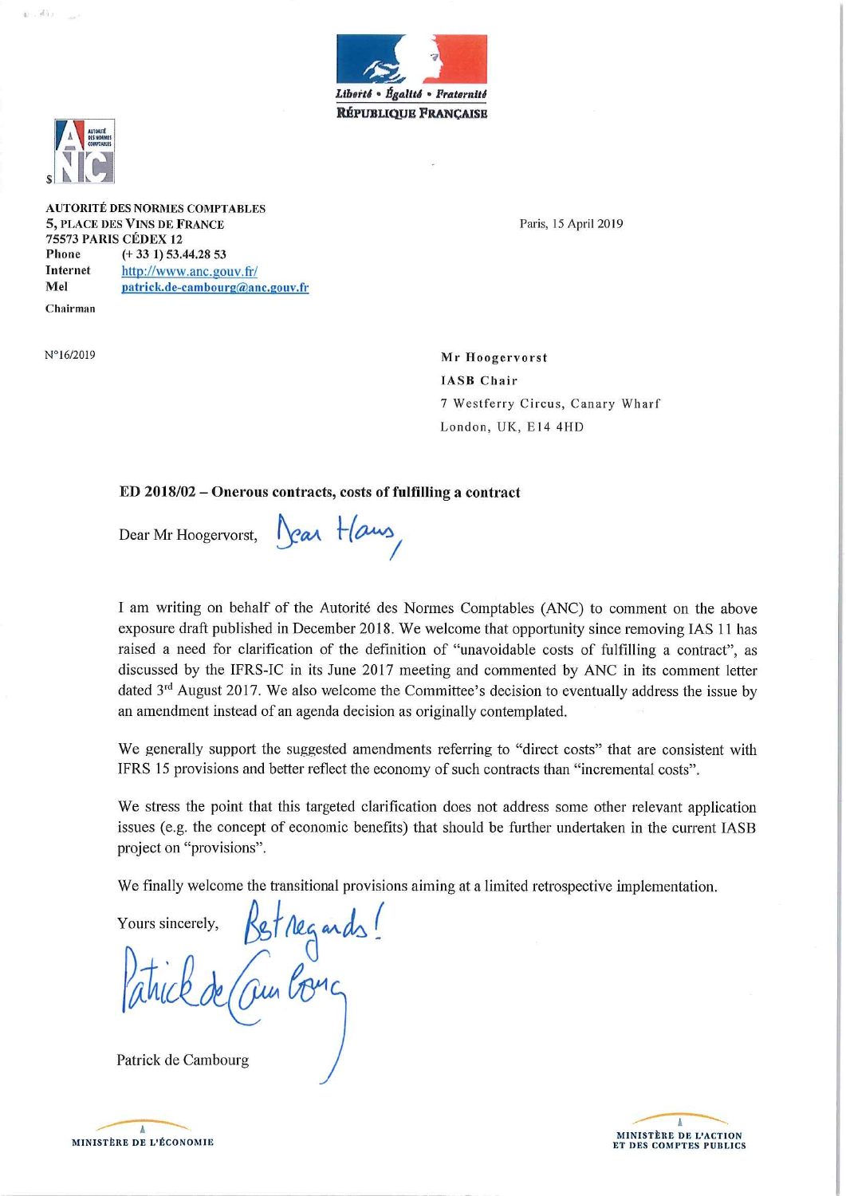Liberté • Égalité • Fraternité

RÉPUBLIQUE FRANÇAISE

AUTORITÉ DES NORMES COMPTABLES
5, PLACE DES VINS DE FRANCE
75573 PARIS CÉDEX 12
Phone (+ 33 1) 53.44.28 53
Internet http://www.anc.gouv.fr/
Mel patrick.de-cambourg@anc.gouv.fr

Chairman

Paris, 15 April 2019

N°16/2019

Mr Hoogervorst
IASB Chair
7 Westferry Circus, Canary Wharf
London, UK, E14 4HD

**ED 2018/02 – Onerous contracts, costs of fulfilling a contract**

Dear Mr Hoogervorst, Dear Hans,

I am writing on behalf of the Autorité des Normes Comptables (ANC) to comment on the above exposure draft published in December 2018. We welcome that opportunity since removing IAS 11 has raised a need for clarification of the definition of "unavoidable costs of fulfilling a contract", as discussed by the IFRS-IC in its June 2017 meeting and commented by ANC in its comment letter dated 3rd August 2017. We also welcome the Committee's decision to eventually address the issue by an amendment instead of an agenda decision as originally contemplated.

We generally support the suggested amendments referring to "direct costs" that are consistent with IFRS 15 provisions and better reflect the economy of such contracts than "incremental costs".

We stress the point that this targeted clarification does not address some other relevant application issues (e.g. the concept of economic benefits) that should be further undertaken in the current IASB project on "provisions".

We finally welcome the transitional provisions aiming at a limited retrospective implementation.

Yours sincerely, Best regards!

Patrick de Cambourg

MINISTÈRE DE L'ÉCONOMIE

MINISTÈRE DE L'ACTION ET DES COMPTES PUBLICS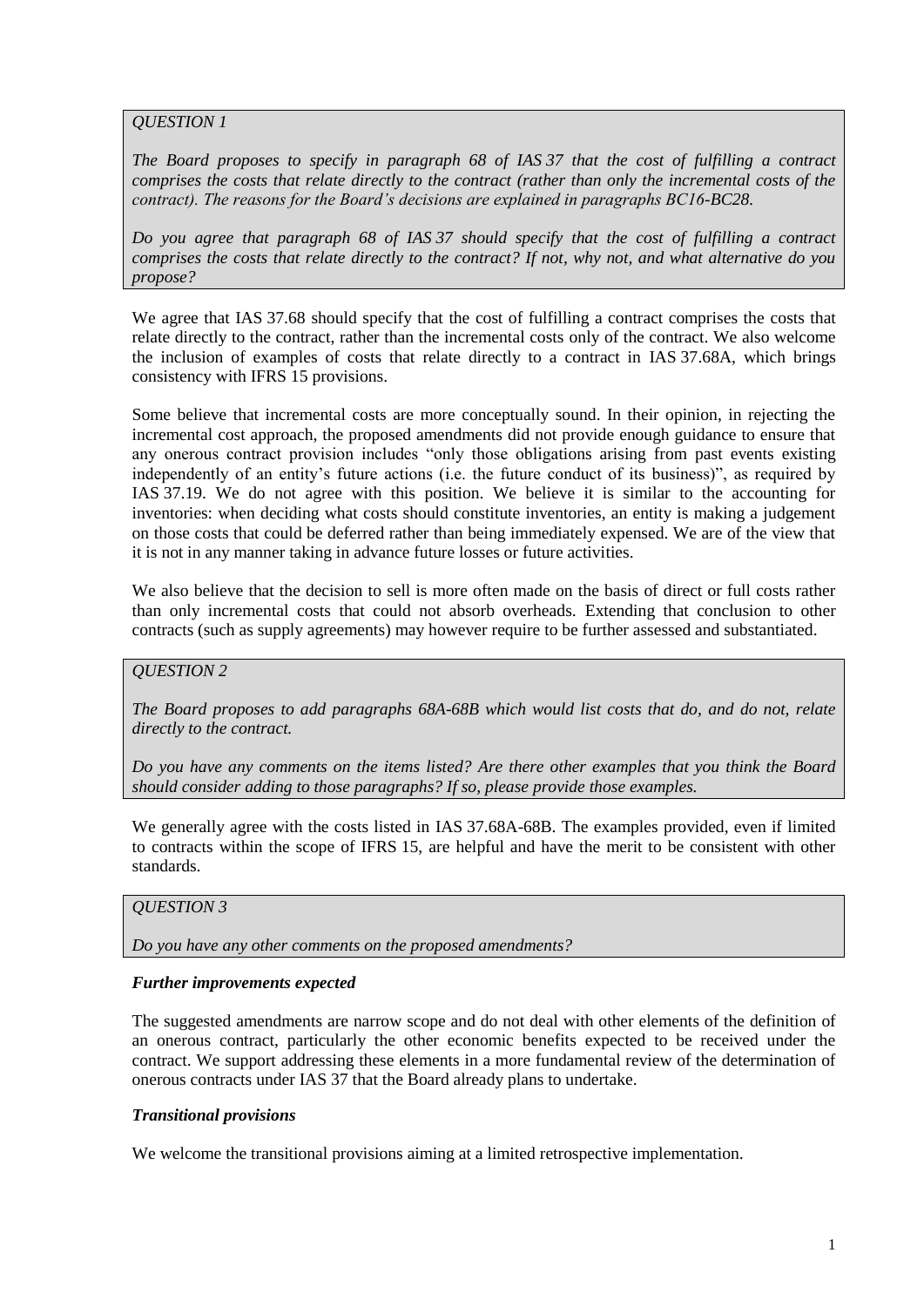*QUESTION 1*

*The Board proposes to specify in paragraph 68 of IAS 37 that the cost of fulfilling a contract comprises the costs that relate directly to the contract (rather than only the incremental costs of the contract). The reasons for the Board's decisions are explained in paragraphs BC16-BC28.*

*Do you agree that paragraph 68 of IAS 37 should specify that the cost of fulfilling a contract comprises the costs that relate directly to the contract? If not, why not, and what alternative do you propose?*

We agree that IAS 37.68 should specify that the cost of fulfilling a contract comprises the costs that relate directly to the contract, rather than the incremental costs only of the contract. We also welcome the inclusion of examples of costs that relate directly to a contract in IAS 37.68A, which brings consistency with IFRS 15 provisions.

Some believe that incremental costs are more conceptually sound. In their opinion, in rejecting the incremental cost approach, the proposed amendments did not provide enough guidance to ensure that any onerous contract provision includes "only those obligations arising from past events existing independently of an entity's future actions (i.e. the future conduct of its business)", as required by IAS 37.19. We do not agree with this position. We believe it is similar to the accounting for inventories: when deciding what costs should constitute inventories, an entity is making a judgement on those costs that could be deferred rather than being immediately expensed. We are of the view that it is not in any manner taking in advance future losses or future activities.

We also believe that the decision to sell is more often made on the basis of direct or full costs rather than only incremental costs that could not absorb overheads. Extending that conclusion to other contracts (such as supply agreements) may however require to be further assessed and substantiated.

*QUESTION 2*

*The Board proposes to add paragraphs 68A-68B which would list costs that do, and do not, relate directly to the contract.*

*Do you have any comments on the items listed? Are there other examples that you think the Board should consider adding to those paragraphs? If so, please provide those examples.*

We generally agree with the costs listed in IAS 37.68A-68B. The examples provided, even if limited to contracts within the scope of IFRS 15, are helpful and have the merit to be consistent with other standards.

*QUESTION 3*

*Do you have any other comments on the proposed amendments?*

***Further improvements expected***

The suggested amendments are narrow scope and do not deal with other elements of the definition of an onerous contract, particularly the other economic benefits expected to be received under the contract. We support addressing these elements in a more fundamental review of the determination of onerous contracts under IAS 37 that the Board already plans to undertake.

***Transitional provisions***

We welcome the transitional provisions aiming at a limited retrospective implementation.